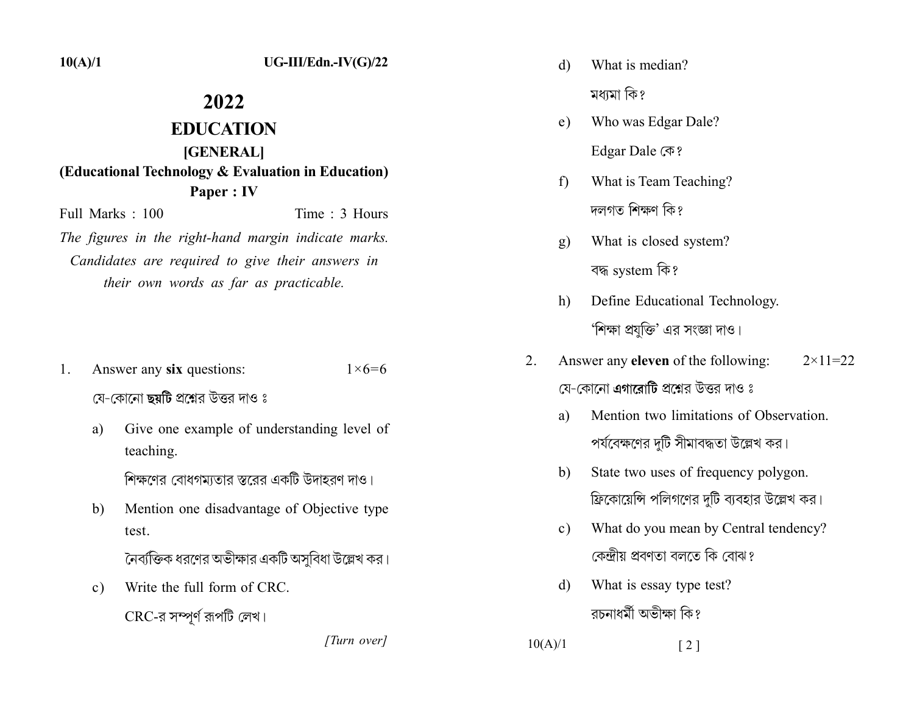# 2022

## EDUCATION

### [GENERAL]

### (Educational Technology & Evaluation in Education)

### Paper : IV

Full Marks : 100 Time : 3 Hours

*The figures in the right-hand margin indicate marks. Candidates are required to give their answers in their own words as far as practicable.*

1. Answer any **six** questions: $1\times6=6$

   যে-কোনো **ছয়টি** প্রশ্নের উত্তর দাও ঃ

   a) Give one example of understanding level of teaching.

      শিক্ষণের বোধগম্যতার স্তরের একটি উদাহরণ দাও।

   b) Mention one disadvantage of Objective type test.

      নৈর্ব্যক্তিক ধরণের অভীক্ষার একটি অসুবিধা উল্লেখ কর।

   c) Write the full form of CRC.

      CRC-র সম্পূর্ণ রূপটি লেখ।

   d) What is median?

      মধ্যমা কি?

   e) Who was Edgar Dale?

      Edgar Dale কে?

   f) What is Team Teaching?

      দলগত শিক্ষণ কি?

   g) What is closed system?

      বদ্ধ system কি?

   h) Define Educational Technology.

      'শিক্ষা প্রযুক্তি' এর সংজ্ঞা দাও।

2. Answer any **eleven** of the following: $2\times11=22$

   যে-কোনো **এগারোটি** প্রশ্নের উত্তর দাও ঃ

   a) Mention two limitations of Observation.

      পর্যবেক্ষণের দুটি সীমাবদ্ধতা উল্লেখ কর।

   b) State two uses of frequency polygon.

      ফ্রিকোয়েন্সি পলিগণের দুটি ব্যবহার উল্লেখ কর।

   c) What do you mean by Central tendency?

      কেন্দ্রীয় প্রবণতা বলতে কি বোঝ?

   d) What is essay type test?

      রচনাধর্মী অভীক্ষা কি?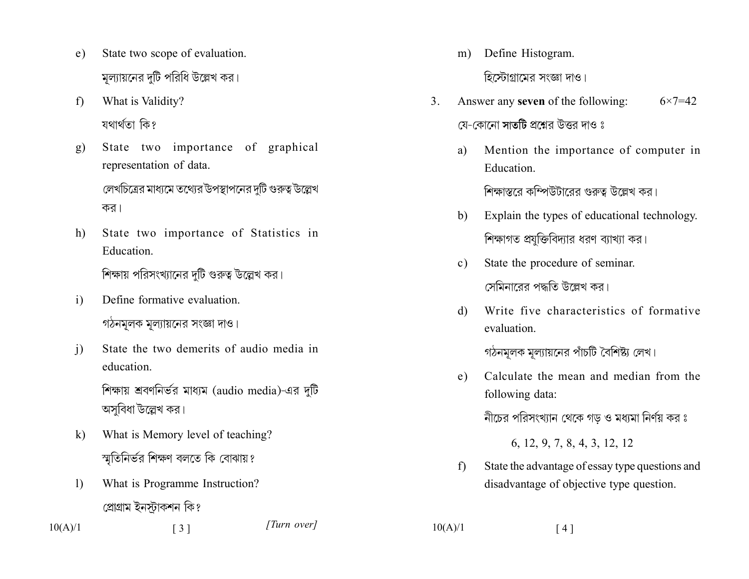e) State two scope of evaluation.

মূল্যায়নের দুটি পরিধি উল্লেখ কর।

f) What is Validity?

যথার্থতা কি?

g) State two importance of graphical representation of data.

লেখচিত্রের মাধ্যমে তথ্যের উপস্থাপনের দুটি গুরুত্ব উল্লেখ কর।

h) State two importance of Statistics in Education.

শিক্ষায় পরিসংখ্যানের দুটি গুরুত্ব উল্লেখ কর।

i) Define formative evaluation.

গঠনমূলক মূল্যায়নের সংজ্ঞা দাও।

j) State the two demerits of audio media in education.

শিক্ষায় শ্রবণনির্ভর মাধ্যম (audio media)-এর দুটি অসুবিধা উল্লেখ কর।

k) What is Memory level of teaching?

স্মৃতিনির্ভর শিক্ষণ বলতে কি বোঝায়?

l) What is Programme Instruction?

প্রোগ্রাম ইনস্ট্রাকশন কি?

m) Define Histogram.

হিস্টোগ্রামের সংজ্ঞা দাও।

3. Answer any **seven** of the following: $6\times7=42$

যে-কোনো **সাতটি** প্রশ্নের উত্তর দাও ঃ

a) Mention the importance of computer in Education.

শিক্ষাস্তরে কম্পিউটারের গুরুত্ব উল্লেখ কর।

b) Explain the types of educational technology.

শিক্ষাগত প্রযুক্তিবিদ্যার ধরণ ব্যাখ্যা কর।

c) State the procedure of seminar.

সেমিনারের পদ্ধতি উল্লেখ কর।

d) Write five characteristics of formative evaluation.

গঠনমূলক মূল্যায়নের পাঁচটি বৈশিষ্ট্য লেখ।

e) Calculate the mean and median from the following data:

নীচের পরিসংখ্যান থেকে গড় ও মধ্যমা নির্ণয় কর ঃ

6, 12, 9, 7, 8, 4, 3, 12, 12

f) State the advantage of essay type questions and disadvantage of objective type question.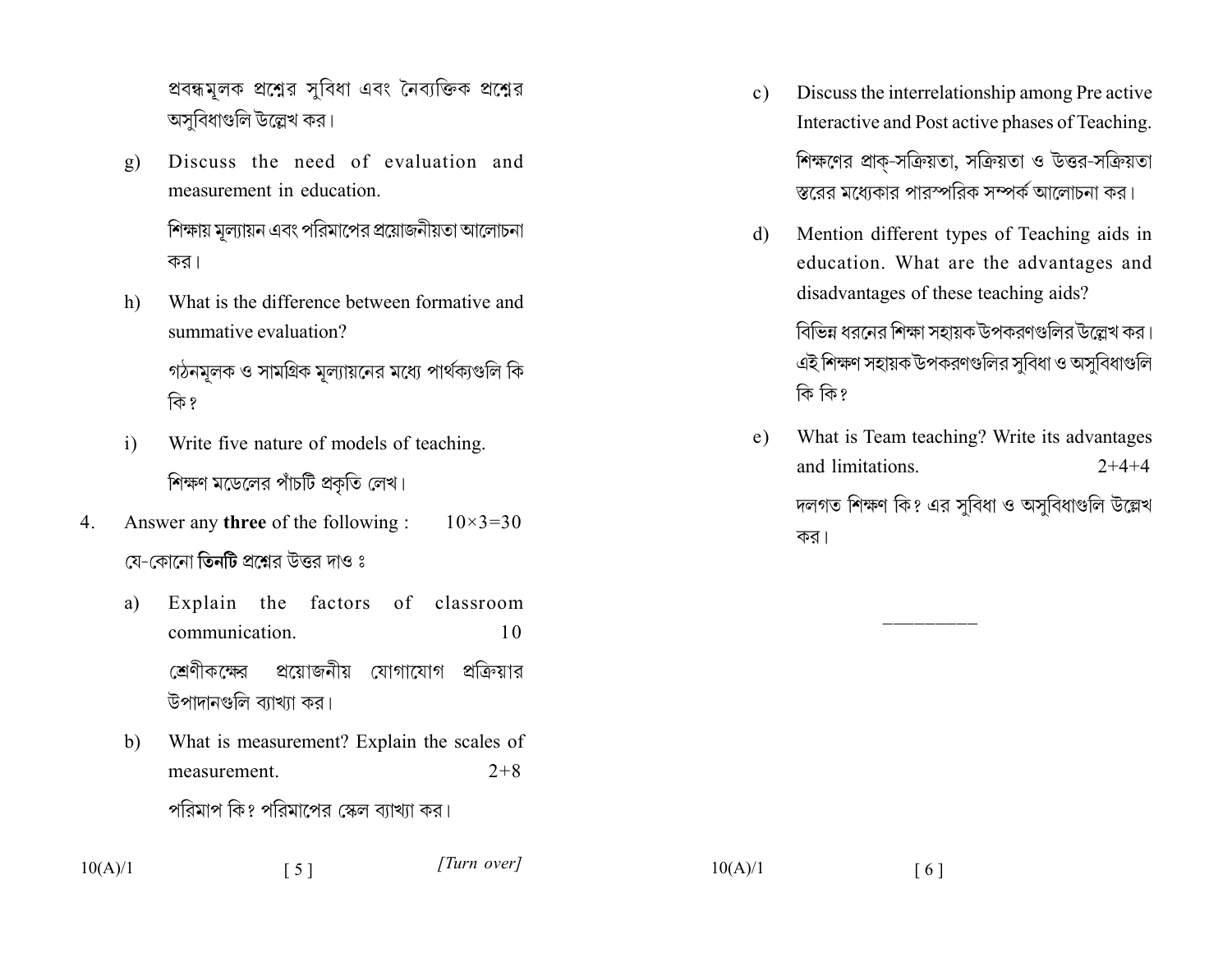প্রবন্ধমূলক প্রশ্নের সুবিধা এবং নৈব্যক্তিক প্রশ্নের অসুবিধাগুলি উল্লেখ কর।

g) Discuss the need of evaluation and measurement in education.

শিক্ষায় মূল্যায়ন এবং পরিমাপের প্রয়োজনীয়তা আলোচনা কর।

h) What is the difference between formative and summative evaluation?

গঠনমূলক ও সামগ্রিক মূল্যায়নের মধ্যে পার্থক্যগুলি কি কি?

i) Write five nature of models of teaching.

শিক্ষণ মডেলের পাঁচটি প্রকৃতি লেখ।

4. Answer any **three** of the following : 10×3=30

যে-কোনো **তিনটি** প্রশ্নের উত্তর দাও ঃ

a) Explain the factors of classroom communication. 10

শ্রেণীকক্ষের প্রয়োজনীয় যোগাযোগ প্রক্রিয়ার উপাদানগুলি ব্যাখ্যা কর।

b) What is measurement? Explain the scales of measurement. 2+8

পরিমাপ কি? পরিমাপের স্কেল ব্যাখ্যা কর।

c) Discuss the interrelationship among Pre active Interactive and Post active phases of Teaching.

শিক্ষণের প্রাক্-সক্রিয়তা, সক্রিয়তা ও উত্তর-সক্রিয়তা স্তরের মধ্যেকার পারস্পরিক সম্পর্ক আলোচনা কর।

d) Mention different types of Teaching aids in education. What are the advantages and disadvantages of these teaching aids?

বিভিন্ন ধরনের শিক্ষা সহায়ক উপকরণগুলির উল্লেখ কর। এই শিক্ষণ সহায়ক উপকরণগুলির সুবিধা ও অসুবিধাগুলি কি কি?

e) What is Team teaching? Write its advantages and limitations. 2+4+4

দলগত শিক্ষণ কি? এর সুবিধা ও অসুবিধাগুলি উল্লেখ কর।

———————